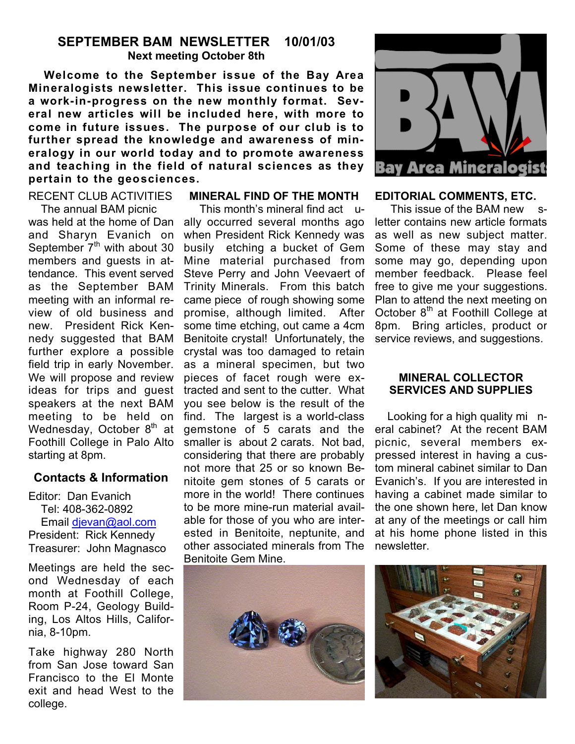## SEPTEMBER BAM NEWSLETTER 10/01/03

**Next meeting October 8th**

**Welcome to the September issue of the Bay Area Mineralogists newsletter. This issue continues to be a work-in-progress on the new monthly format. Several new articles will be included here, with more to come in future issues. The purpose of our club is to further spread the knowledge and awareness of mineralogy in our world today and to promote awareness and teaching in the field of natural sciences as they pertain to the geosciences.**

### RECENT CLUB ACTIVITIES

The annual BAM picnic was held at the home of Dan and Sharyn Evanich on September 7th with about 30 members and guests in attendance. This event served as the September BAM meeting with an informal review of old business and new. President Rick Kennedy suggested that BAM further explore a possible field trip in early November. We will propose and review ideas for trips and guest speakers at the next BAM meeting to be held on Wednesday, October 8th at Foothill College in Palo Alto starting at 8pm.

### Contacts & Information

Editor: Dan Evanich
Tel: 408-362-0892
Email djevan@aol.com
President: Rick Kennedy
Treasurer: John Magnasco

Meetings are held the second Wednesday of each month at Foothill College, Room P-24, Geology Building, Los Altos Hills, California, 8-10pm.

Take highway 280 North from San Jose toward San Francisco to the El Monte exit and head West to the college.

### MINERAL FIND OF THE MONTH

This month's mineral find actually occurred several months ago when President Rick Kennedy was busily etching a bucket of Gem Mine material purchased from Steve Perry and John Veevaert of Trinity Minerals. From this batch came piece of rough showing some promise, although limited. After some time etching, out came a 4cm Benitoite crystal! Unfortunately, the crystal was too damaged to retain as a mineral specimen, but two pieces of facet rough were extracted and sent to the cutter. What you see below is the result of the find. The largest is a world-class gemstone of 5 carats and the smaller is about 2 carats. Not bad, considering that there are probably not more that 25 or so known Benitoite gem stones of 5 carats or more in the world! There continues to be more mine-run material available for those of you who are interested in Benitoite, neptunite, and other associated minerals from The Benitoite Gem Mine.

### EDITORIAL COMMENTS, ETC.

This issue of the BAM newsletter contains new article formats as well as new subject matter. Some of these may stay and some may go, depending upon member feedback. Please feel free to give me your suggestions. Plan to attend the next meeting on October 8th at Foothill College at 8pm. Bring articles, product or service reviews, and suggestions.

### MINERAL COLLECTOR SERVICES AND SUPPLIES

Looking for a high quality mineral cabinet? At the recent BAM picnic, several members expressed interest in having a custom mineral cabinet similar to Dan Evanich's. If you are interested in having a cabinet made similar to the one shown here, let Dan know at any of the meetings or call him at his home phone listed in this newsletter.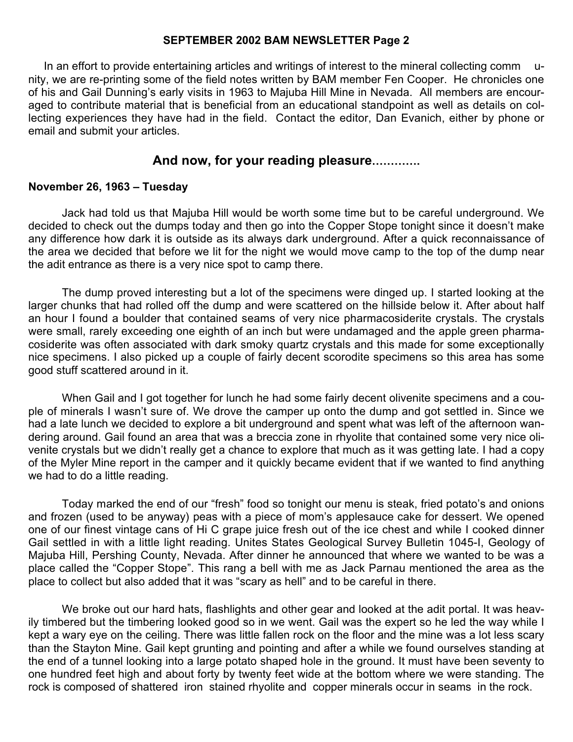In an effort to provide entertaining articles and writings of interest to the mineral collecting community, we are re-printing some of the field notes written by BAM member Fen Cooper. He chronicles one of his and Gail Dunning's early visits in 1963 to Majuba Hill Mine in Nevada. All members are encouraged to contribute material that is beneficial from an educational standpoint as well as details on collecting experiences they have had in the field. Contact the editor, Dan Evanich, either by phone or email and submit your articles.

## And now, for your reading pleasure............

**November 26, 1963 – Tuesday**

Jack had told us that Majuba Hill would be worth some time but to be careful underground. We decided to check out the dumps today and then go into the Copper Stope tonight since it doesn't make any difference how dark it is outside as its always dark underground. After a quick reconnaissance of the area we decided that before we lit for the night we would move camp to the top of the dump near the adit entrance as there is a very nice spot to camp there.

The dump proved interesting but a lot of the specimens were dinged up. I started looking at the larger chunks that had rolled off the dump and were scattered on the hillside below it. After about half an hour I found a boulder that contained seams of very nice pharmacosiderite crystals. The crystals were small, rarely exceeding one eighth of an inch but were undamaged and the apple green pharmacosiderite was often associated with dark smoky quartz crystals and this made for some exceptionally nice specimens. I also picked up a couple of fairly decent scorodite specimens so this area has some good stuff scattered around in it.

When Gail and I got together for lunch he had some fairly decent olivenite specimens and a couple of minerals I wasn't sure of. We drove the camper up onto the dump and got settled in. Since we had a late lunch we decided to explore a bit underground and spent what was left of the afternoon wandering around. Gail found an area that was a breccia zone in rhyolite that contained some very nice olivenite crystals but we didn't really get a chance to explore that much as it was getting late. I had a copy of the Myler Mine report in the camper and it quickly became evident that if we wanted to find anything we had to do a little reading.

Today marked the end of our "fresh" food so tonight our menu is steak, fried potato's and onions and frozen (used to be anyway) peas with a piece of mom's applesauce cake for dessert. We opened one of our finest vintage cans of Hi C grape juice fresh out of the ice chest and while I cooked dinner Gail settled in with a little light reading. Unites States Geological Survey Bulletin 1045-I, Geology of Majuba Hill, Pershing County, Nevada. After dinner he announced that where we wanted to be was a place called the "Copper Stope". This rang a bell with me as Jack Parnau mentioned the area as the place to collect but also added that it was "scary as hell" and to be careful in there.

We broke out our hard hats, flashlights and other gear and looked at the adit portal. It was heavily timbered but the timbering looked good so in we went. Gail was the expert so he led the way while I kept a wary eye on the ceiling. There was little fallen rock on the floor and the mine was a lot less scary than the Stayton Mine. Gail kept grunting and pointing and after a while we found ourselves standing at the end of a tunnel looking into a large potato shaped hole in the ground. It must have been seventy to one hundred feet high and about forty by twenty feet wide at the bottom where we were standing. The rock is composed of shattered iron stained rhyolite and copper minerals occur in seams in the rock.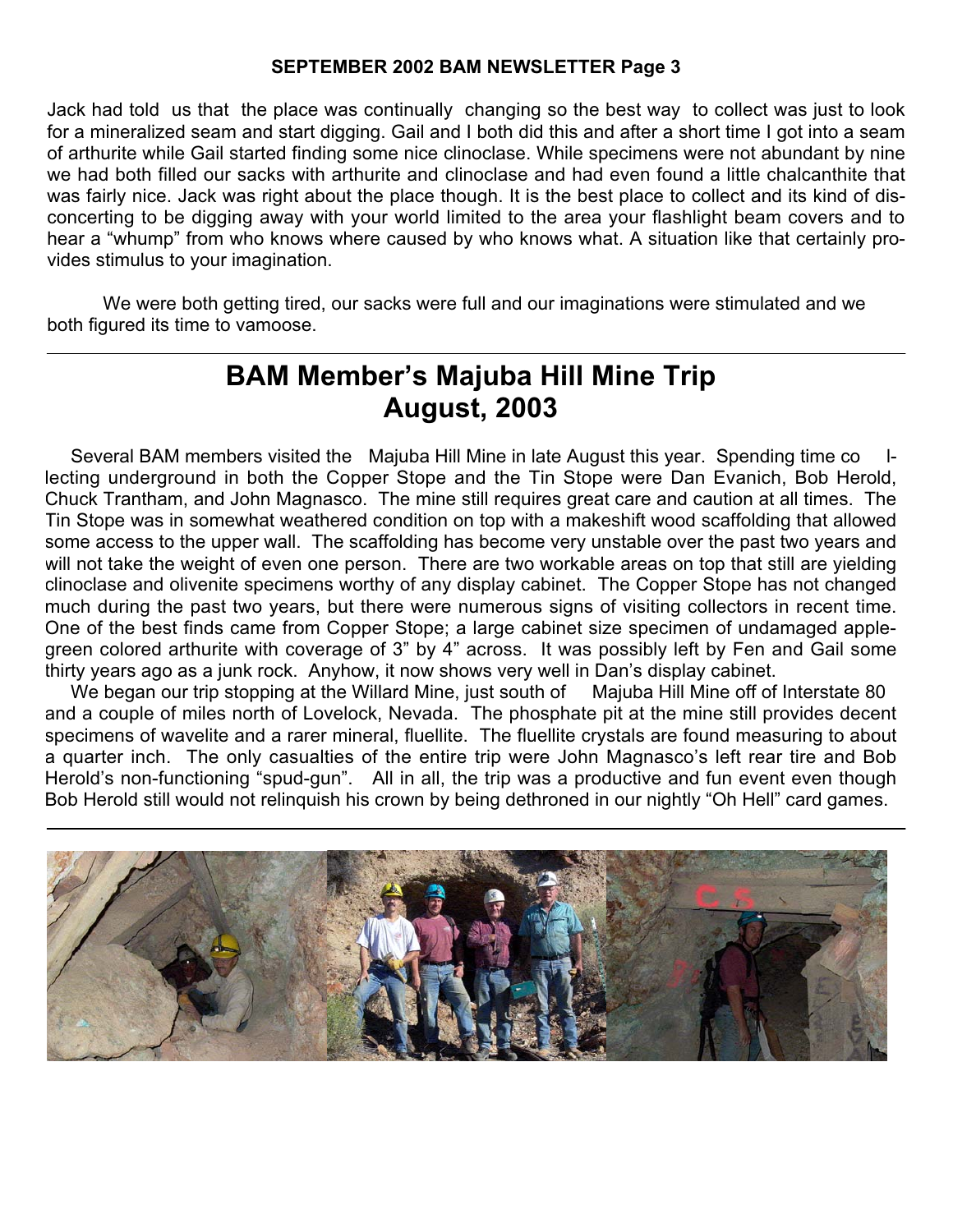Jack had told us that the place was continually changing so the best way to collect was just to look for a mineralized seam and start digging. Gail and I both did this and after a short time I got into a seam of arthurite while Gail started finding some nice clinoclase. While specimens were not abundant by nine we had both filled our sacks with arthurite and clinoclase and had even found a little chalcanthite that was fairly nice. Jack was right about the place though. It is the best place to collect and its kind of disconcerting to be digging away with your world limited to the area your flashlight beam covers and to hear a "whump" from who knows where caused by who knows what. A situation like that certainly provides stimulus to your imagination.

We were both getting tired, our sacks were full and our imaginations were stimulated and we both figured its time to vamoose.

---

## BAM Member's Majuba Hill Mine Trip
## August, 2003

Several BAM members visited the Majuba Hill Mine in late August this year. Spending time collecting underground in both the Copper Stope and the Tin Stope were Dan Evanich, Bob Herold, Chuck Trantham, and John Magnasco. The mine still requires great care and caution at all times. The Tin Stope was in somewhat weathered condition on top with a makeshift wood scaffolding that allowed some access to the upper wall. The scaffolding has become very unstable over the past two years and will not take the weight of even one person. There are two workable areas on top that still are yielding clinoclase and olivenite specimens worthy of any display cabinet. The Copper Stope has not changed much during the past two years, but there were numerous signs of visiting collectors in recent time. One of the best finds came from Copper Stope; a large cabinet size specimen of undamaged apple-green colored arthurite with coverage of 3" by 4" across. It was possibly left by Fen and Gail some thirty years ago as a junk rock. Anyhow, it now shows very well in Dan's display cabinet.

We began our trip stopping at the Willard Mine, just south of Majuba Hill Mine off of Interstate 80 and a couple of miles north of Lovelock, Nevada. The phosphate pit at the mine still provides decent specimens of wavelite and a rarer mineral, fluellite. The fluellite crystals are found measuring to about a quarter inch. The only casualties of the entire trip were John Magnasco's left rear tire and Bob Herold's non-functioning "spud-gun". All in all, the trip was a productive and fun event even though Bob Herold still would not relinquish his crown by being dethroned in our nightly "Oh Hell" card games.

---